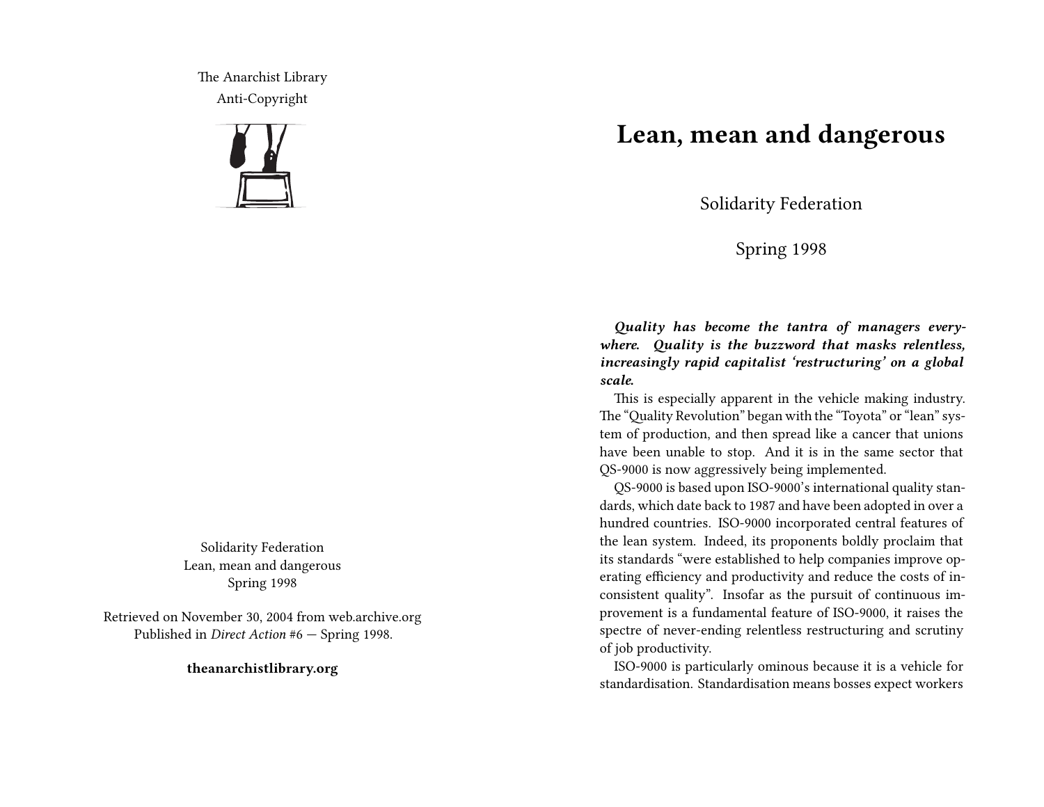The Anarchist Library
Anti-Copyright

Solidarity Federation
Lean, mean and dangerous
Spring 1998

Retrieved on November 30, 2004 from web.archive.org
Published in *Direct Action* #6 — Spring 1998.

**theanarchistlibrary.org**

# Lean, mean and dangerous

Solidarity Federation

Spring 1998

***Quality has become the tantra of managers everywhere. Quality is the buzzword that masks relentless, increasingly rapid capitalist 'restructuring' on a global scale.***

This is especially apparent in the vehicle making industry. The "Quality Revolution" began with the "Toyota" or "lean" system of production, and then spread like a cancer that unions have been unable to stop. And it is in the same sector that QS-9000 is now aggressively being implemented.

QS-9000 is based upon ISO-9000's international quality standards, which date back to 1987 and have been adopted in over a hundred countries. ISO-9000 incorporated central features of the lean system. Indeed, its proponents boldly proclaim that its standards "were established to help companies improve operating efficiency and productivity and reduce the costs of inconsistent quality". Insofar as the pursuit of continuous improvement is a fundamental feature of ISO-9000, it raises the spectre of never-ending relentless restructuring and scrutiny of job productivity.

ISO-9000 is particularly ominous because it is a vehicle for standardisation. Standardisation means bosses expect workers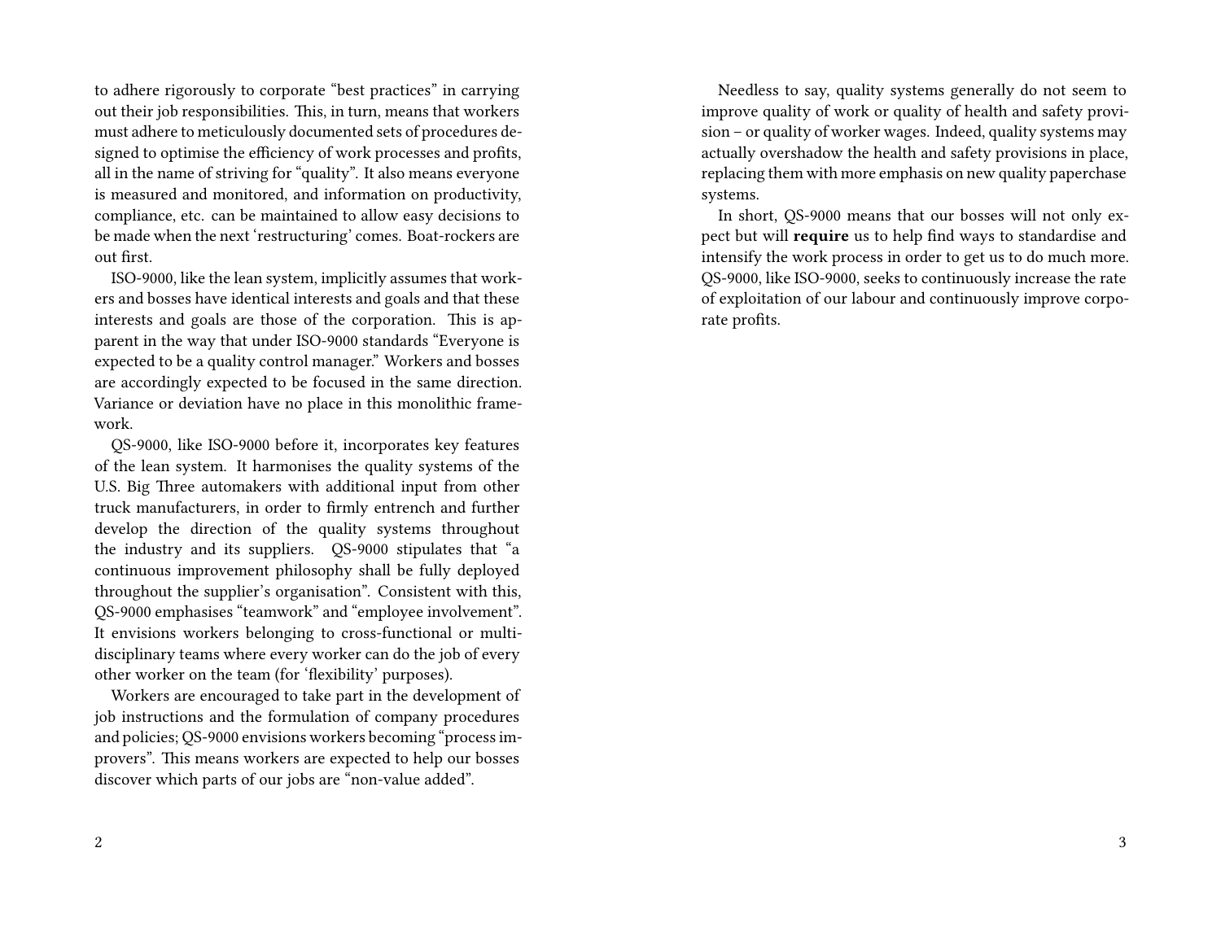to adhere rigorously to corporate "best practices" in carrying out their job responsibilities. This, in turn, means that workers must adhere to meticulously documented sets of procedures designed to optimise the efficiency of work processes and profits, all in the name of striving for "quality". It also means everyone is measured and monitored, and information on productivity, compliance, etc. can be maintained to allow easy decisions to be made when the next 'restructuring' comes. Boat-rockers are out first.

ISO-9000, like the lean system, implicitly assumes that workers and bosses have identical interests and goals and that these interests and goals are those of the corporation. This is apparent in the way that under ISO-9000 standards "Everyone is expected to be a quality control manager." Workers and bosses are accordingly expected to be focused in the same direction. Variance or deviation have no place in this monolithic framework.

QS-9000, like ISO-9000 before it, incorporates key features of the lean system. It harmonises the quality systems of the U.S. Big Three automakers with additional input from other truck manufacturers, in order to firmly entrench and further develop the direction of the quality systems throughout the industry and its suppliers. QS-9000 stipulates that "a continuous improvement philosophy shall be fully deployed throughout the supplier's organisation". Consistent with this, QS-9000 emphasises "teamwork" and "employee involvement". It envisions workers belonging to cross-functional or multi-disciplinary teams where every worker can do the job of every other worker on the team (for 'flexibility' purposes).

Workers are encouraged to take part in the development of job instructions and the formulation of company procedures and policies; QS-9000 envisions workers becoming "process improvers". This means workers are expected to help our bosses discover which parts of our jobs are "non-value added".

Needless to say, quality systems generally do not seem to improve quality of work or quality of health and safety provision – or quality of worker wages. Indeed, quality systems may actually overshadow the health and safety provisions in place, replacing them with more emphasis on new quality paperchase systems.

In short, QS-9000 means that our bosses will not only expect but will **require** us to help find ways to standardise and intensify the work process in order to get us to do much more. QS-9000, like ISO-9000, seeks to continuously increase the rate of exploitation of our labour and continuously improve corporate profits.